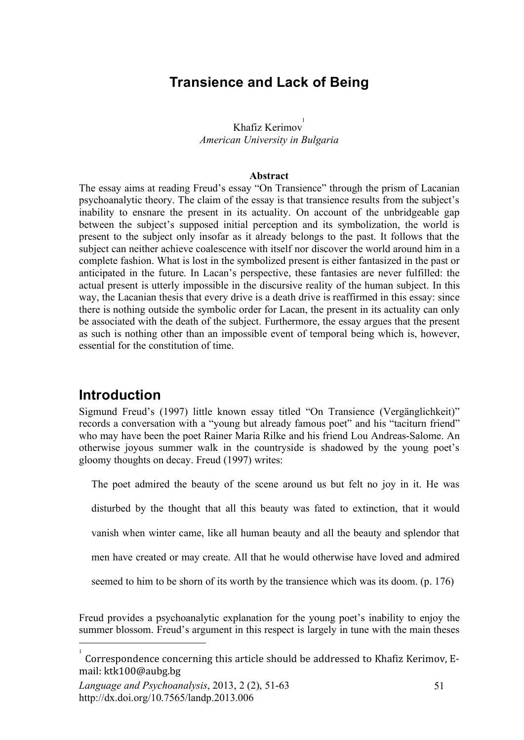# Transience and Lack of Being

Khafiz Kerimov[1]
*American University in Bulgaria*

**Abstract**

The essay aims at reading Freud's essay "On Transience" through the prism of Lacanian psychoanalytic theory. The claim of the essay is that transience results from the subject's inability to ensnare the present in its actuality. On account of the unbridgeable gap between the subject's supposed initial perception and its symbolization, the world is present to the subject only insofar as it already belongs to the past. It follows that the subject can neither achieve coalescence with itself nor discover the world around him in a complete fashion. What is lost in the symbolized present is either fantasized in the past or anticipated in the future. In Lacan's perspective, these fantasies are never fulfilled: the actual present is utterly impossible in the discursive reality of the human subject. In this way, the Lacanian thesis that every drive is a death drive is reaffirmed in this essay: since there is nothing outside the symbolic order for Lacan, the present in its actuality can only be associated with the death of the subject. Furthermore, the essay argues that the present as such is nothing other than an impossible event of temporal being which is, however, essential for the constitution of time.

## Introduction

Sigmund Freud's (1997) little known essay titled "On Transience (Vergänglichkeit)" records a conversation with a "young but already famous poet" and his "taciturn friend" who may have been the poet Rainer Maria Rilke and his friend Lou Andreas-Salome. An otherwise joyous summer walk in the countryside is shadowed by the young poet's gloomy thoughts on decay. Freud (1997) writes:

> The poet admired the beauty of the scene around us but felt no joy in it. He was disturbed by the thought that all this beauty was fated to extinction, that it would vanish when winter came, like all human beauty and all the beauty and splendor that men have created or may create. All that he would otherwise have loved and admired seemed to him to be shorn of its worth by the transience which was its doom. (p. 176)

Freud provides a psychoanalytic explanation for the young poet's inability to enjoy the summer blossom. Freud's argument in this respect is largely in tune with the main theses

[1] Correspondence concerning this article should be addressed to Khafiz Kerimov, E-mail: ktk100@aubg.bg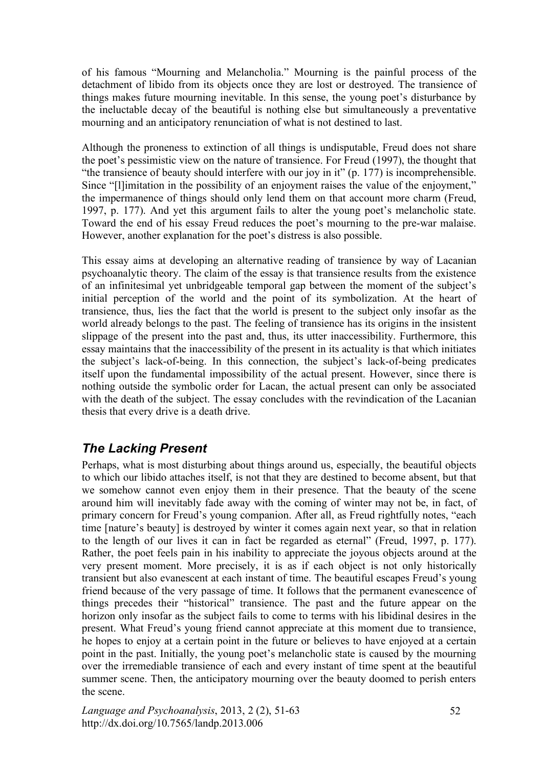of his famous "Mourning and Melancholia." Mourning is the painful process of the detachment of libido from its objects once they are lost or destroyed. The transience of things makes future mourning inevitable. In this sense, the young poet's disturbance by the ineluctable decay of the beautiful is nothing else but simultaneously a preventative mourning and an anticipatory renunciation of what is not destined to last.

Although the proneness to extinction of all things is undisputable, Freud does not share the poet's pessimistic view on the nature of transience. For Freud (1997), the thought that "the transience of beauty should interfere with our joy in it" (p. 177) is incomprehensible. Since "[l]imitation in the possibility of an enjoyment raises the value of the enjoyment," the impermanence of things should only lend them on that account more charm (Freud, 1997, p. 177). And yet this argument fails to alter the young poet's melancholic state. Toward the end of his essay Freud reduces the poet's mourning to the pre-war malaise. However, another explanation for the poet's distress is also possible.

This essay aims at developing an alternative reading of transience by way of Lacanian psychoanalytic theory. The claim of the essay is that transience results from the existence of an infinitesimal yet unbridgeable temporal gap between the moment of the subject's initial perception of the world and the point of its symbolization. At the heart of transience, thus, lies the fact that the world is present to the subject only insofar as the world already belongs to the past. The feeling of transience has its origins in the insistent slippage of the present into the past and, thus, its utter inaccessibility. Furthermore, this essay maintains that the inaccessibility of the present in its actuality is that which initiates the subject's lack-of-being. In this connection, the subject's lack-of-being predicates itself upon the fundamental impossibility of the actual present. However, since there is nothing outside the symbolic order for Lacan, the actual present can only be associated with the death of the subject. The essay concludes with the revindication of the Lacanian thesis that every drive is a death drive.

## *The Lacking Present*

Perhaps, what is most disturbing about things around us, especially, the beautiful objects to which our libido attaches itself, is not that they are destined to become absent, but that we somehow cannot even enjoy them in their presence. That the beauty of the scene around him will inevitably fade away with the coming of winter may not be, in fact, of primary concern for Freud's young companion. After all, as Freud rightfully notes, "each time [nature's beauty] is destroyed by winter it comes again next year, so that in relation to the length of our lives it can in fact be regarded as eternal" (Freud, 1997, p. 177). Rather, the poet feels pain in his inability to appreciate the joyous objects around at the very present moment. More precisely, it is as if each object is not only historically transient but also evanescent at each instant of time. The beautiful escapes Freud's young friend because of the very passage of time. It follows that the permanent evanescence of things precedes their "historical" transience. The past and the future appear on the horizon only insofar as the subject fails to come to terms with his libidinal desires in the present. What Freud's young friend cannot appreciate at this moment due to transience, he hopes to enjoy at a certain point in the future or believes to have enjoyed at a certain point in the past. Initially, the young poet's melancholic state is caused by the mourning over the irremediable transience of each and every instant of time spent at the beautiful summer scene. Then, the anticipatory mourning over the beauty doomed to perish enters the scene.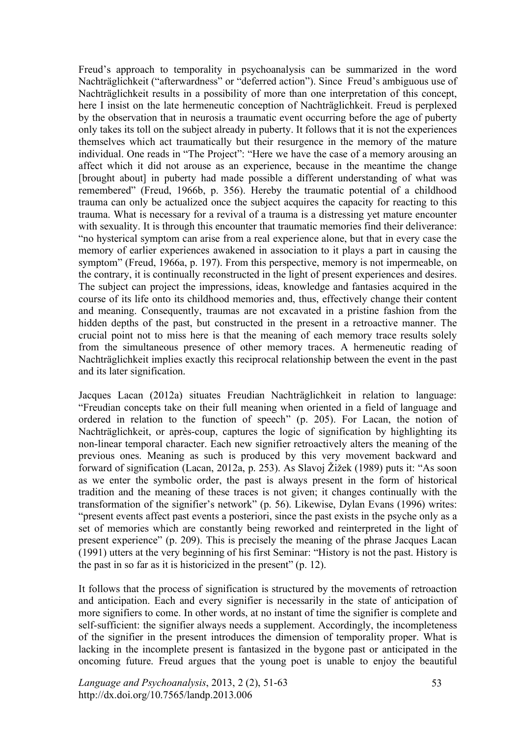Freud's approach to temporality in psychoanalysis can be summarized in the word Nachträglichkeit ("afterwardness" or "deferred action"). Since Freud's ambiguous use of Nachträglichkeit results in a possibility of more than one interpretation of this concept, here I insist on the late hermeneutic conception of Nachträglichkeit. Freud is perplexed by the observation that in neurosis a traumatic event occurring before the age of puberty only takes its toll on the subject already in puberty. It follows that it is not the experiences themselves which act traumatically but their resurgence in the memory of the mature individual. One reads in "The Project": "Here we have the case of a memory arousing an affect which it did not arouse as an experience, because in the meantime the change [brought about] in puberty had made possible a different understanding of what was remembered" (Freud, 1966b, p. 356). Hereby the traumatic potential of a childhood trauma can only be actualized once the subject acquires the capacity for reacting to this trauma. What is necessary for a revival of a trauma is a distressing yet mature encounter with sexuality. It is through this encounter that traumatic memories find their deliverance: "no hysterical symptom can arise from a real experience alone, but that in every case the memory of earlier experiences awakened in association to it plays a part in causing the symptom" (Freud, 1966a, p. 197). From this perspective, memory is not impermeable, on the contrary, it is continually reconstructed in the light of present experiences and desires. The subject can project the impressions, ideas, knowledge and fantasies acquired in the course of its life onto its childhood memories and, thus, effectively change their content and meaning. Consequently, traumas are not excavated in a pristine fashion from the hidden depths of the past, but constructed in the present in a retroactive manner. The crucial point not to miss here is that the meaning of each memory trace results solely from the simultaneous presence of other memory traces. A hermeneutic reading of Nachträglichkeit implies exactly this reciprocal relationship between the event in the past and its later signification.

Jacques Lacan (2012a) situates Freudian Nachträglichkeit in relation to language: "Freudian concepts take on their full meaning when oriented in a field of language and ordered in relation to the function of speech" (p. 205). For Lacan, the notion of Nachträglichkeit, or après-coup, captures the logic of signification by highlighting its non-linear temporal character. Each new signifier retroactively alters the meaning of the previous ones. Meaning as such is produced by this very movement backward and forward of signification (Lacan, 2012a, p. 253). As Slavoj Žižek (1989) puts it: "As soon as we enter the symbolic order, the past is always present in the form of historical tradition and the meaning of these traces is not given; it changes continually with the transformation of the signifier's network" (p. 56). Likewise, Dylan Evans (1996) writes: "present events affect past events a posteriori, since the past exists in the psyche only as a set of memories which are constantly being reworked and reinterpreted in the light of present experience" (p. 209). This is precisely the meaning of the phrase Jacques Lacan (1991) utters at the very beginning of his first Seminar: "History is not the past. History is the past in so far as it is historicized in the present" (p. 12).

It follows that the process of signification is structured by the movements of retroaction and anticipation. Each and every signifier is necessarily in the state of anticipation of more signifiers to come. In other words, at no instant of time the signifier is complete and self-sufficient: the signifier always needs a supplement. Accordingly, the incompleteness of the signifier in the present introduces the dimension of temporality proper. What is lacking in the incomplete present is fantasized in the bygone past or anticipated in the oncoming future. Freud argues that the young poet is unable to enjoy the beautiful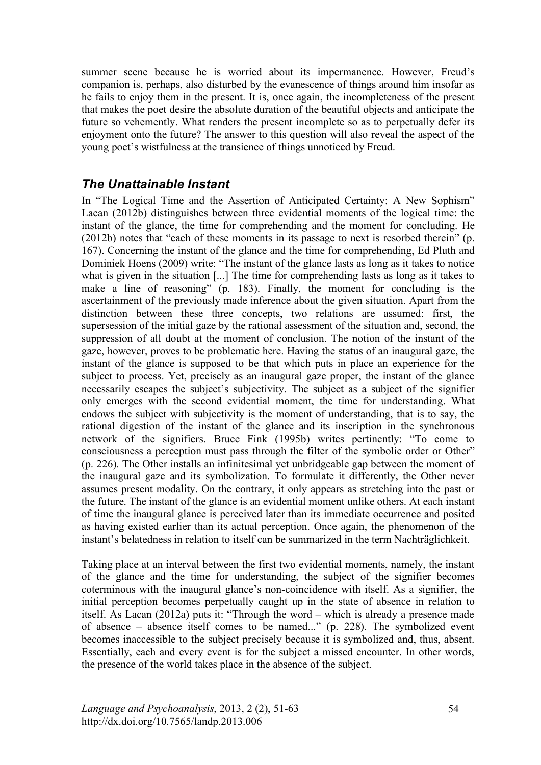summer scene because he is worried about its impermanence. However, Freud's companion is, perhaps, also disturbed by the evanescence of things around him insofar as he fails to enjoy them in the present. It is, once again, the incompleteness of the present that makes the poet desire the absolute duration of the beautiful objects and anticipate the future so vehemently. What renders the present incomplete so as to perpetually defer its enjoyment onto the future? The answer to this question will also reveal the aspect of the young poet's wistfulness at the transience of things unnoticed by Freud.

## *The Unattainable Instant*

In "The Logical Time and the Assertion of Anticipated Certainty: A New Sophism" Lacan (2012b) distinguishes between three evidential moments of the logical time: the instant of the glance, the time for comprehending and the moment for concluding. He (2012b) notes that "each of these moments in its passage to next is resorbed therein" (p. 167). Concerning the instant of the glance and the time for comprehending, Ed Pluth and Dominiek Hoens (2009) write: "The instant of the glance lasts as long as it takes to notice what is given in the situation [...] The time for comprehending lasts as long as it takes to make a line of reasoning" (p. 183). Finally, the moment for concluding is the ascertainment of the previously made inference about the given situation. Apart from the distinction between these three concepts, two relations are assumed: first, the supersession of the initial gaze by the rational assessment of the situation and, second, the suppression of all doubt at the moment of conclusion. The notion of the instant of the gaze, however, proves to be problematic here. Having the status of an inaugural gaze, the instant of the glance is supposed to be that which puts in place an experience for the subject to process. Yet, precisely as an inaugural gaze proper, the instant of the glance necessarily escapes the subject's subjectivity. The subject as a subject of the signifier only emerges with the second evidential moment, the time for understanding. What endows the subject with subjectivity is the moment of understanding, that is to say, the rational digestion of the instant of the glance and its inscription in the synchronous network of the signifiers. Bruce Fink (1995b) writes pertinently: "To come to consciousness a perception must pass through the filter of the symbolic order or Other" (p. 226). The Other installs an infinitesimal yet unbridgeable gap between the moment of the inaugural gaze and its symbolization. To formulate it differently, the Other never assumes present modality. On the contrary, it only appears as stretching into the past or the future. The instant of the glance is an evidential moment unlike others. At each instant of time the inaugural glance is perceived later than its immediate occurrence and posited as having existed earlier than its actual perception. Once again, the phenomenon of the instant's belatedness in relation to itself can be summarized in the term Nachträglichkeit.

Taking place at an interval between the first two evidential moments, namely, the instant of the glance and the time for understanding, the subject of the signifier becomes coterminous with the inaugural glance's non-coincidence with itself. As a signifier, the initial perception becomes perpetually caught up in the state of absence in relation to itself. As Lacan (2012a) puts it: "Through the word – which is already a presence made of absence – absence itself comes to be named..." (p. 228). The symbolized event becomes inaccessible to the subject precisely because it is symbolized and, thus, absent. Essentially, each and every event is for the subject a missed encounter. In other words, the presence of the world takes place in the absence of the subject.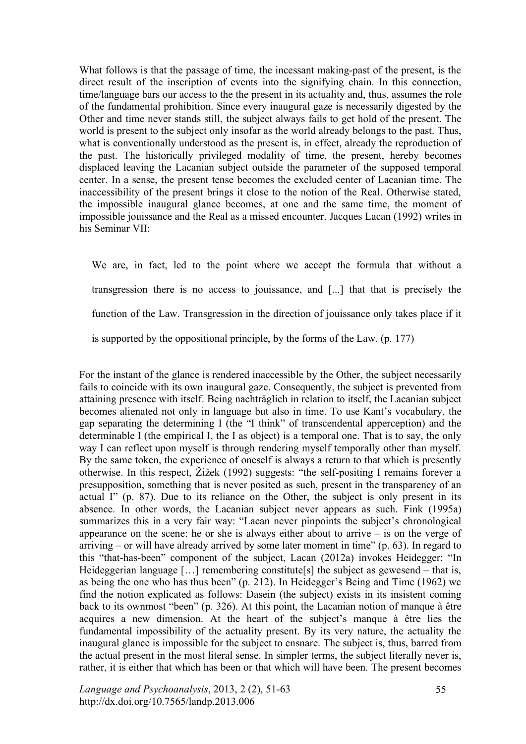What follows is that the passage of time, the incessant making-past of the present, is the direct result of the inscription of events into the signifying chain. In this connection, time/language bars our access to the the present in its actuality and, thus, assumes the role of the fundamental prohibition. Since every inaugural gaze is necessarily digested by the Other and time never stands still, the subject always fails to get hold of the present. The world is present to the subject only insofar as the world already belongs to the past. Thus, what is conventionally understood as the present is, in effect, already the reproduction of the past. The historically privileged modality of time, the present, hereby becomes displaced leaving the Lacanian subject outside the parameter of the supposed temporal center. In a sense, the present tense becomes the excluded center of Lacanian time. The inaccessibility of the present brings it close to the notion of the Real. Otherwise stated, the impossible inaugural glance becomes, at one and the same time, the moment of impossible jouissance and the Real as a missed encounter. Jacques Lacan (1992) writes in his Seminar VII:

> We are, in fact, led to the point where we accept the formula that without a transgression there is no access to jouissance, and [...] that that is precisely the function of the Law. Transgression in the direction of jouissance only takes place if it is supported by the oppositional principle, by the forms of the Law. (p. 177)

For the instant of the glance is rendered inaccessible by the Other, the subject necessarily fails to coincide with its own inaugural gaze. Consequently, the subject is prevented from attaining presence with itself. Being nachträglich in relation to itself, the Lacanian subject becomes alienated not only in language but also in time. To use Kant's vocabulary, the gap separating the determining I (the "I think" of transcendental apperception) and the determinable I (the empirical I, the I as object) is a temporal one. That is to say, the only way I can reflect upon myself is through rendering myself temporally other than myself. By the same token, the experience of oneself is always a return to that which is presently otherwise. In this respect, Žižek (1992) suggests: "the self-positing I remains forever a presupposition, something that is never posited as such, present in the transparency of an actual I" (p. 87). Due to its reliance on the Other, the subject is only present in its absence. In other words, the Lacanian subject never appears as such. Fink (1995a) summarizes this in a very fair way: "Lacan never pinpoints the subject's chronological appearance on the scene: he or she is always either about to arrive – is on the verge of arriving – or will have already arrived by some later moment in time" (p. 63). In regard to this "that-has-been" component of the subject, Lacan (2012a) invokes Heidegger: "In Heideggerian language […] remembering constitute[s] the subject as gewesend – that is, as being the one who has thus been" (p. 212). In Heidegger's Being and Time (1962) we find the notion explicated as follows: Dasein (the subject) exists in its insistent coming back to its ownmost "been" (p. 326). At this point, the Lacanian notion of manque à être acquires a new dimension. At the heart of the subject's manque à être lies the fundamental impossibility of the actuality present. By its very nature, the actuality the inaugural glance is impossible for the subject to ensnare. The subject is, thus, barred from the actual present in the most literal sense. In simpler terms, the subject literally never is, rather, it is either that which has been or that which will have been. The present becomes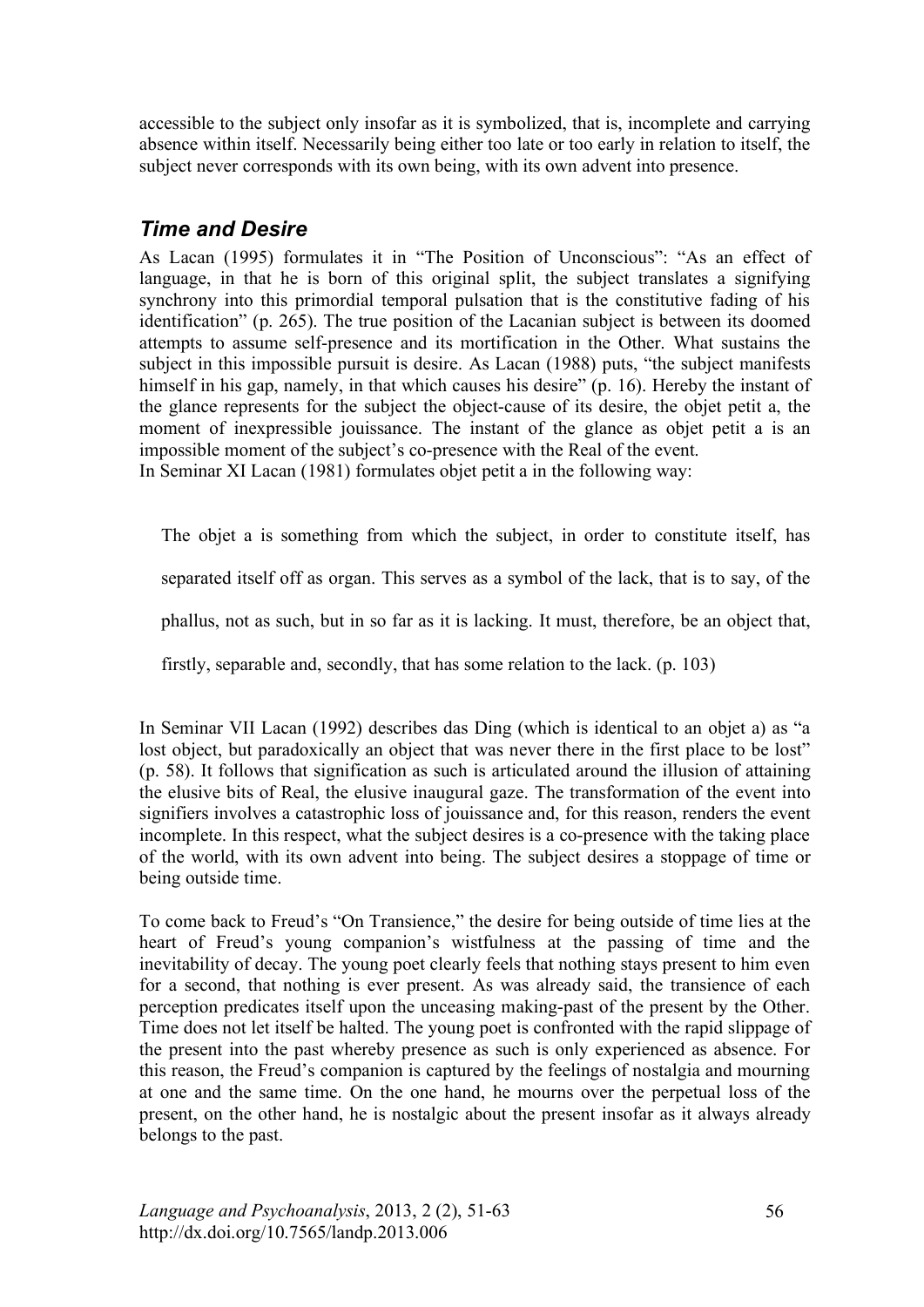accessible to the subject only insofar as it is symbolized, that is, incomplete and carrying absence within itself. Necessarily being either too late or too early in relation to itself, the subject never corresponds with its own being, with its own advent into presence.

## *Time and Desire*

As Lacan (1995) formulates it in "The Position of Unconscious": "As an effect of language, in that he is born of this original split, the subject translates a signifying synchrony into this primordial temporal pulsation that is the constitutive fading of his identification" (p. 265). The true position of the Lacanian subject is between its doomed attempts to assume self-presence and its mortification in the Other. What sustains the subject in this impossible pursuit is desire. As Lacan (1988) puts, "the subject manifests himself in his gap, namely, in that which causes his desire" (p. 16). Hereby the instant of the glance represents for the subject the object-cause of its desire, the objet petit a, the moment of inexpressible jouissance. The instant of the glance as objet petit a is an impossible moment of the subject's co-presence with the Real of the event.
In Seminar XI Lacan (1981) formulates objet petit a in the following way:

> The objet a is something from which the subject, in order to constitute itself, has separated itself off as organ. This serves as a symbol of the lack, that is to say, of the phallus, not as such, but in so far as it is lacking. It must, therefore, be an object that, firstly, separable and, secondly, that has some relation to the lack. (p. 103)

In Seminar VII Lacan (1992) describes das Ding (which is identical to an objet a) as "a lost object, but paradoxically an object that was never there in the first place to be lost" (p. 58). It follows that signification as such is articulated around the illusion of attaining the elusive bits of Real, the elusive inaugural gaze. The transformation of the event into signifiers involves a catastrophic loss of jouissance and, for this reason, renders the event incomplete. In this respect, what the subject desires is a co-presence with the taking place of the world, with its own advent into being. The subject desires a stoppage of time or being outside time.

To come back to Freud's "On Transience," the desire for being outside of time lies at the heart of Freud's young companion's wistfulness at the passing of time and the inevitability of decay. The young poet clearly feels that nothing stays present to him even for a second, that nothing is ever present. As was already said, the transience of each perception predicates itself upon the unceasing making-past of the present by the Other. Time does not let itself be halted. The young poet is confronted with the rapid slippage of the present into the past whereby presence as such is only experienced as absence. For this reason, the Freud's companion is captured by the feelings of nostalgia and mourning at one and the same time. On the one hand, he mourns over the perpetual loss of the present, on the other hand, he is nostalgic about the present insofar as it always already belongs to the past.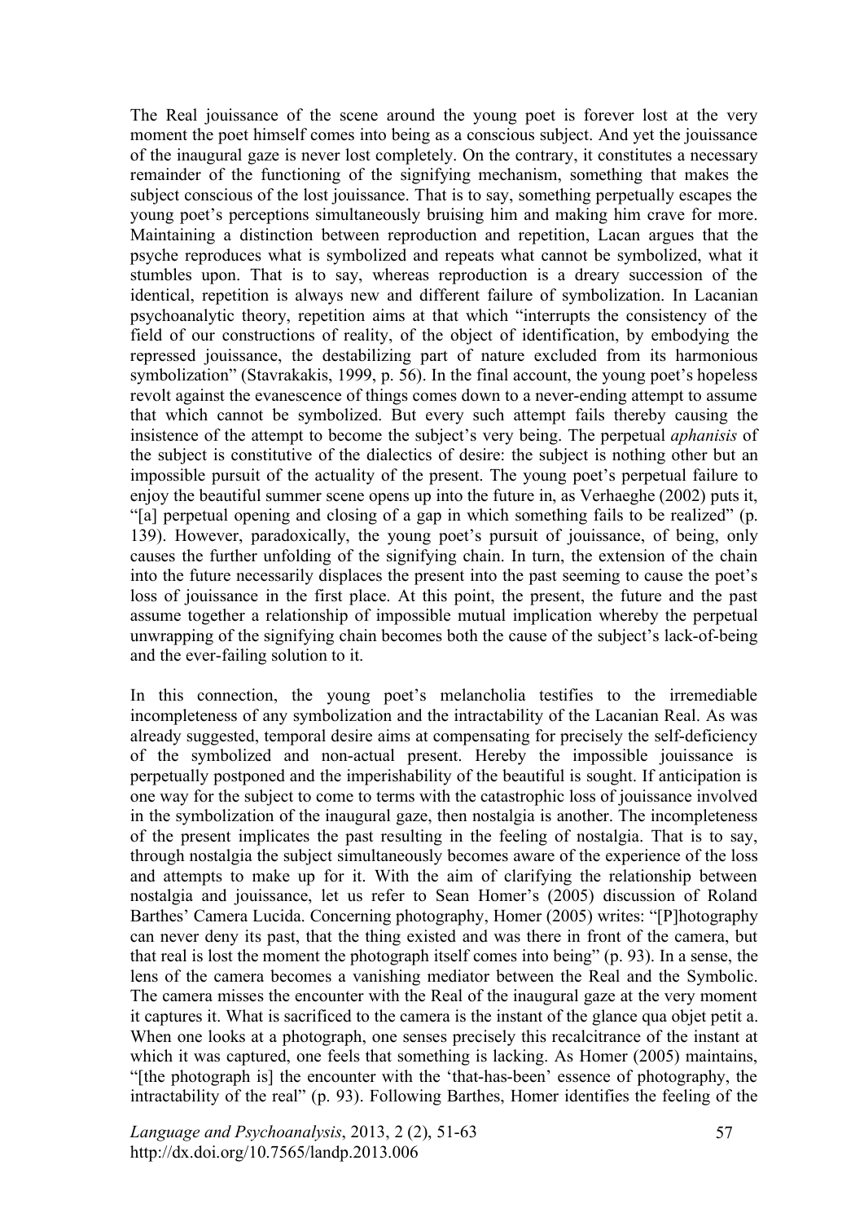The Real jouissance of the scene around the young poet is forever lost at the very moment the poet himself comes into being as a conscious subject. And yet the jouissance of the inaugural gaze is never lost completely. On the contrary, it constitutes a necessary remainder of the functioning of the signifying mechanism, something that makes the subject conscious of the lost jouissance. That is to say, something perpetually escapes the young poet's perceptions simultaneously bruising him and making him crave for more. Maintaining a distinction between reproduction and repetition, Lacan argues that the psyche reproduces what is symbolized and repeats what cannot be symbolized, what it stumbles upon. That is to say, whereas reproduction is a dreary succession of the identical, repetition is always new and different failure of symbolization. In Lacanian psychoanalytic theory, repetition aims at that which "interrupts the consistency of the field of our constructions of reality, of the object of identification, by embodying the repressed jouissance, the destabilizing part of nature excluded from its harmonious symbolization" (Stavrakakis, 1999, p. 56). In the final account, the young poet's hopeless revolt against the evanescence of things comes down to a never-ending attempt to assume that which cannot be symbolized. But every such attempt fails thereby causing the insistence of the attempt to become the subject's very being. The perpetual *aphanisis* of the subject is constitutive of the dialectics of desire: the subject is nothing other but an impossible pursuit of the actuality of the present. The young poet's perpetual failure to enjoy the beautiful summer scene opens up into the future in, as Verhaeghe (2002) puts it, "[a] perpetual opening and closing of a gap in which something fails to be realized" (p. 139). However, paradoxically, the young poet's pursuit of jouissance, of being, only causes the further unfolding of the signifying chain. In turn, the extension of the chain into the future necessarily displaces the present into the past seeming to cause the poet's loss of jouissance in the first place. At this point, the present, the future and the past assume together a relationship of impossible mutual implication whereby the perpetual unwrapping of the signifying chain becomes both the cause of the subject's lack-of-being and the ever-failing solution to it.

In this connection, the young poet's melancholia testifies to the irremediable incompleteness of any symbolization and the intractability of the Lacanian Real. As was already suggested, temporal desire aims at compensating for precisely the self-deficiency of the symbolized and non-actual present. Hereby the impossible jouissance is perpetually postponed and the imperishability of the beautiful is sought. If anticipation is one way for the subject to come to terms with the catastrophic loss of jouissance involved in the symbolization of the inaugural gaze, then nostalgia is another. The incompleteness of the present implicates the past resulting in the feeling of nostalgia. That is to say, through nostalgia the subject simultaneously becomes aware of the experience of the loss and attempts to make up for it. With the aim of clarifying the relationship between nostalgia and jouissance, let us refer to Sean Homer's (2005) discussion of Roland Barthes' Camera Lucida. Concerning photography, Homer (2005) writes: "[P]hotography can never deny its past, that the thing existed and was there in front of the camera, but that real is lost the moment the photograph itself comes into being" (p. 93). In a sense, the lens of the camera becomes a vanishing mediator between the Real and the Symbolic. The camera misses the encounter with the Real of the inaugural gaze at the very moment it captures it. What is sacrificed to the camera is the instant of the glance qua objet petit a. When one looks at a photograph, one senses precisely this recalcitrance of the instant at which it was captured, one feels that something is lacking. As Homer (2005) maintains, "[the photograph is] the encounter with the 'that-has-been' essence of photography, the intractability of the real" (p. 93). Following Barthes, Homer identifies the feeling of the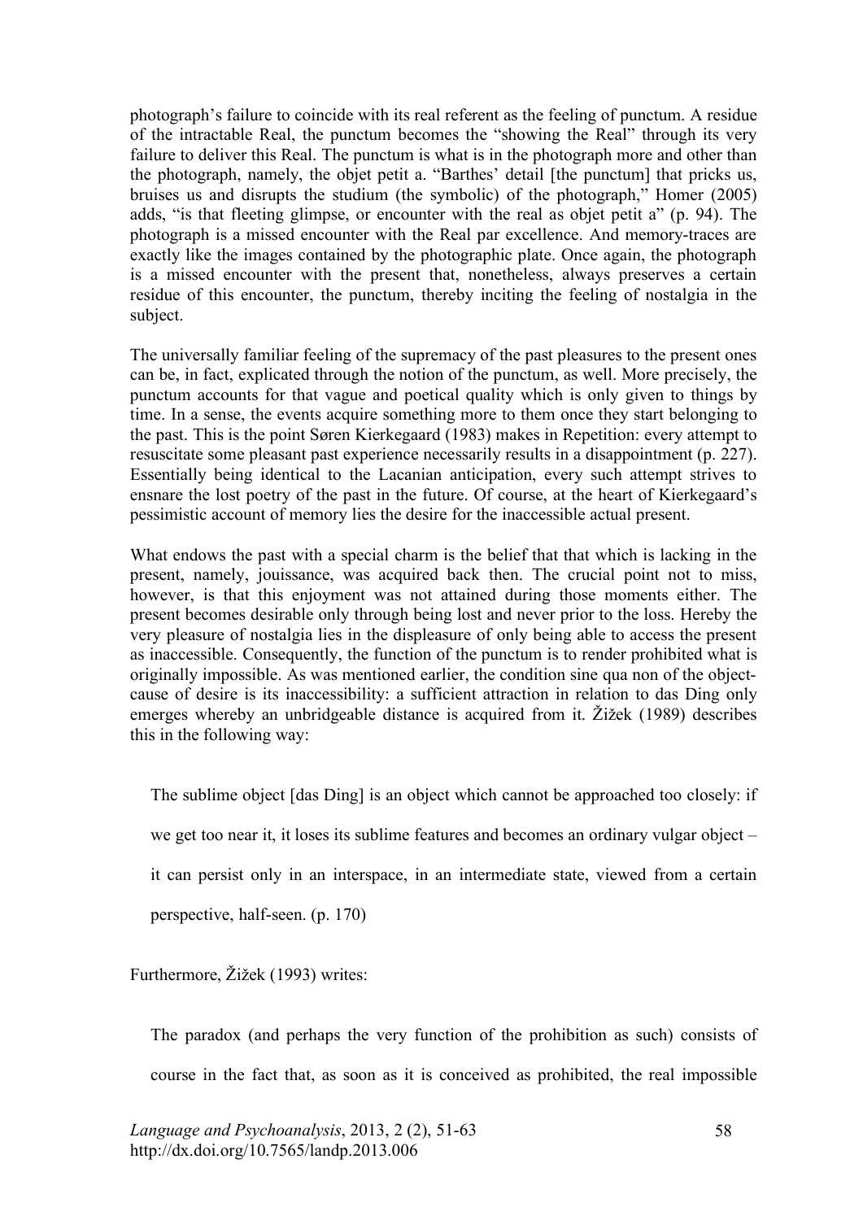photograph's failure to coincide with its real referent as the feeling of punctum. A residue of the intractable Real, the punctum becomes the "showing the Real" through its very failure to deliver this Real. The punctum is what is in the photograph more and other than the photograph, namely, the objet petit a. "Barthes' detail [the punctum] that pricks us, bruises us and disrupts the studium (the symbolic) of the photograph," Homer (2005) adds, "is that fleeting glimpse, or encounter with the real as objet petit a" (p. 94). The photograph is a missed encounter with the Real par excellence. And memory-traces are exactly like the images contained by the photographic plate. Once again, the photograph is a missed encounter with the present that, nonetheless, always preserves a certain residue of this encounter, the punctum, thereby inciting the feeling of nostalgia in the subject.

The universally familiar feeling of the supremacy of the past pleasures to the present ones can be, in fact, explicated through the notion of the punctum, as well. More precisely, the punctum accounts for that vague and poetical quality which is only given to things by time. In a sense, the events acquire something more to them once they start belonging to the past. This is the point Søren Kierkegaard (1983) makes in Repetition: every attempt to resuscitate some pleasant past experience necessarily results in a disappointment (p. 227). Essentially being identical to the Lacanian anticipation, every such attempt strives to ensnare the lost poetry of the past in the future. Of course, at the heart of Kierkegaard's pessimistic account of memory lies the desire for the inaccessible actual present.

What endows the past with a special charm is the belief that that which is lacking in the present, namely, jouissance, was acquired back then. The crucial point not to miss, however, is that this enjoyment was not attained during those moments either. The present becomes desirable only through being lost and never prior to the loss. Hereby the very pleasure of nostalgia lies in the displeasure of only being able to access the present as inaccessible. Consequently, the function of the punctum is to render prohibited what is originally impossible. As was mentioned earlier, the condition sine qua non of the object-cause of desire is its inaccessibility: a sufficient attraction in relation to das Ding only emerges whereby an unbridgeable distance is acquired from it. Žižek (1989) describes this in the following way:

> The sublime object [das Ding] is an object which cannot be approached too closely: if we get too near it, it loses its sublime features and becomes an ordinary vulgar object – it can persist only in an interspace, in an intermediate state, viewed from a certain perspective, half-seen. (p. 170)

Furthermore, Žižek (1993) writes:

> The paradox (and perhaps the very function of the prohibition as such) consists of course in the fact that, as soon as it is conceived as prohibited, the real impossible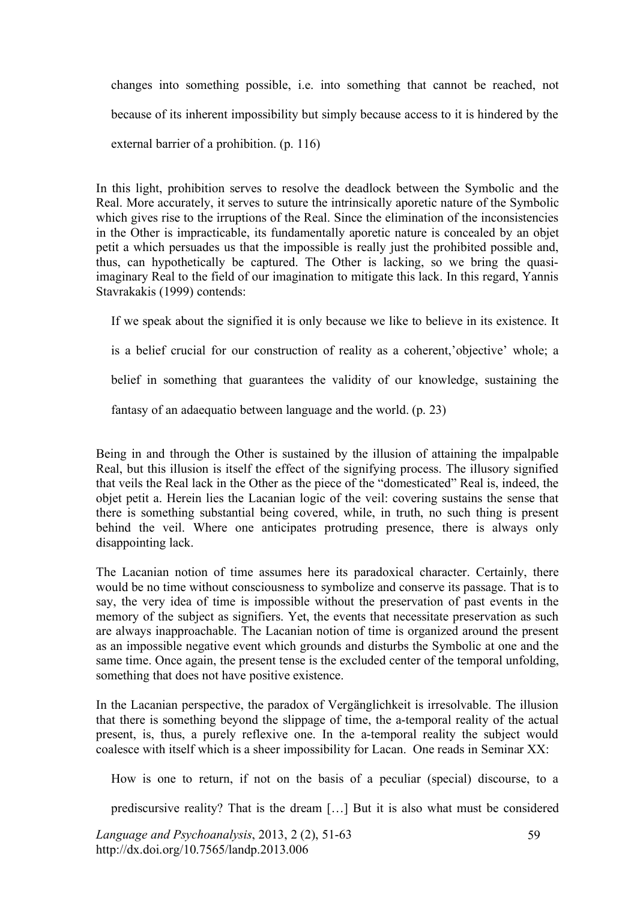> changes into something possible, i.e. into something that cannot be reached, not because of its inherent impossibility but simply because access to it is hindered by the external barrier of a prohibition. (p. 116)

In this light, prohibition serves to resolve the deadlock between the Symbolic and the Real. More accurately, it serves to suture the intrinsically aporetic nature of the Symbolic which gives rise to the irruptions of the Real. Since the elimination of the inconsistencies in the Other is impracticable, its fundamentally aporetic nature is concealed by an objet petit a which persuades us that the impossible is really just the prohibited possible and, thus, can hypothetically be captured. The Other is lacking, so we bring the quasi-imaginary Real to the field of our imagination to mitigate this lack. In this regard, Yannis Stavrakakis (1999) contends:

> If we speak about the signified it is only because we like to believe in its existence. It is a belief crucial for our construction of reality as a coherent,'objective' whole; a belief in something that guarantees the validity of our knowledge, sustaining the fantasy of an adaequatio between language and the world. (p. 23)

Being in and through the Other is sustained by the illusion of attaining the impalpable Real, but this illusion is itself the effect of the signifying process. The illusory signified that veils the Real lack in the Other as the piece of the "domesticated" Real is, indeed, the objet petit a. Herein lies the Lacanian logic of the veil: covering sustains the sense that there is something substantial being covered, while, in truth, no such thing is present behind the veil. Where one anticipates protruding presence, there is always only disappointing lack.

The Lacanian notion of time assumes here its paradoxical character. Certainly, there would be no time without consciousness to symbolize and conserve its passage. That is to say, the very idea of time is impossible without the preservation of past events in the memory of the subject as signifiers. Yet, the events that necessitate preservation as such are always inapproachable. The Lacanian notion of time is organized around the present as an impossible negative event which grounds and disturbs the Symbolic at one and the same time. Once again, the present tense is the excluded center of the temporal unfolding, something that does not have positive existence.

In the Lacanian perspective, the paradox of Vergänglichkeit is irresolvable. The illusion that there is something beyond the slippage of time, the a-temporal reality of the actual present, is, thus, a purely reflexive one. In the a-temporal reality the subject would coalesce with itself which is a sheer impossibility for Lacan. One reads in Seminar XX:

> How is one to return, if not on the basis of a peculiar (special) discourse, to a prediscursive reality? That is the dream […] But it is also what must be considered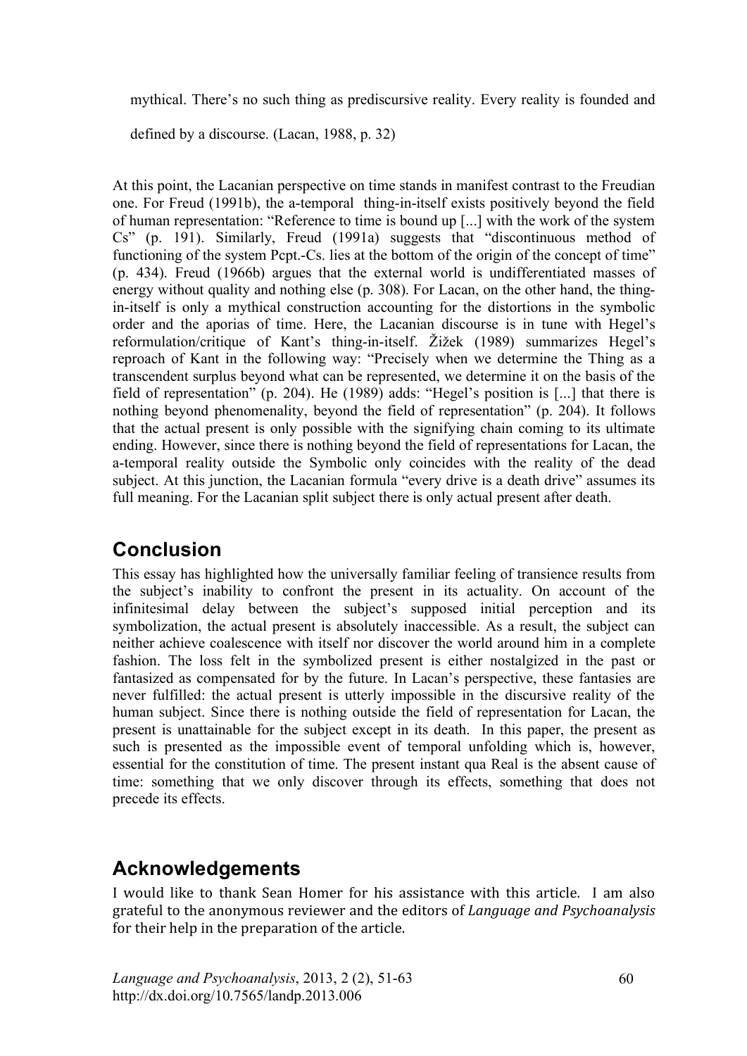> mythical. There's no such thing as prediscursive reality. Every reality is founded and defined by a discourse. (Lacan, 1988, p. 32)

At this point, the Lacanian perspective on time stands in manifest contrast to the Freudian one. For Freud (1991b), the a-temporal thing-in-itself exists positively beyond the field of human representation: "Reference to time is bound up [...] with the work of the system Cs" (p. 191). Similarly, Freud (1991a) suggests that "discontinuous method of functioning of the system Pcpt.-Cs. lies at the bottom of the origin of the concept of time" (p. 434). Freud (1966b) argues that the external world is undifferentiated masses of energy without quality and nothing else (p. 308). For Lacan, on the other hand, the thing-in-itself is only a mythical construction accounting for the distortions in the symbolic order and the aporias of time. Here, the Lacanian discourse is in tune with Hegel's reformulation/critique of Kant's thing-in-itself. Žižek (1989) summarizes Hegel's reproach of Kant in the following way: "Precisely when we determine the Thing as a transcendent surplus beyond what can be represented, we determine it on the basis of the field of representation" (p. 204). He (1989) adds: "Hegel's position is [...] that there is nothing beyond phenomenality, beyond the field of representation" (p. 204). It follows that the actual present is only possible with the signifying chain coming to its ultimate ending. However, since there is nothing beyond the field of representations for Lacan, the a-temporal reality outside the Symbolic only coincides with the reality of the dead subject. At this junction, the Lacanian formula "every drive is a death drive" assumes its full meaning. For the Lacanian split subject there is only actual present after death.

## Conclusion

This essay has highlighted how the universally familiar feeling of transience results from the subject's inability to confront the present in its actuality. On account of the infinitesimal delay between the subject's supposed initial perception and its symbolization, the actual present is absolutely inaccessible. As a result, the subject can neither achieve coalescence with itself nor discover the world around him in a complete fashion. The loss felt in the symbolized present is either nostalgized in the past or fantasized as compensated for by the future. In Lacan's perspective, these fantasies are never fulfilled: the actual present is utterly impossible in the discursive reality of the human subject. Since there is nothing outside the field of representation for Lacan, the present is unattainable for the subject except in its death. In this paper, the present as such is presented as the impossible event of temporal unfolding which is, however, essential for the constitution of time. The present instant qua Real is the absent cause of time: something that we only discover through its effects, something that does not precede its effects.

## Acknowledgements

I would like to thank Sean Homer for his assistance with this article. I am also grateful to the anonymous reviewer and the editors of *Language and Psychoanalysis* for their help in the preparation of the article.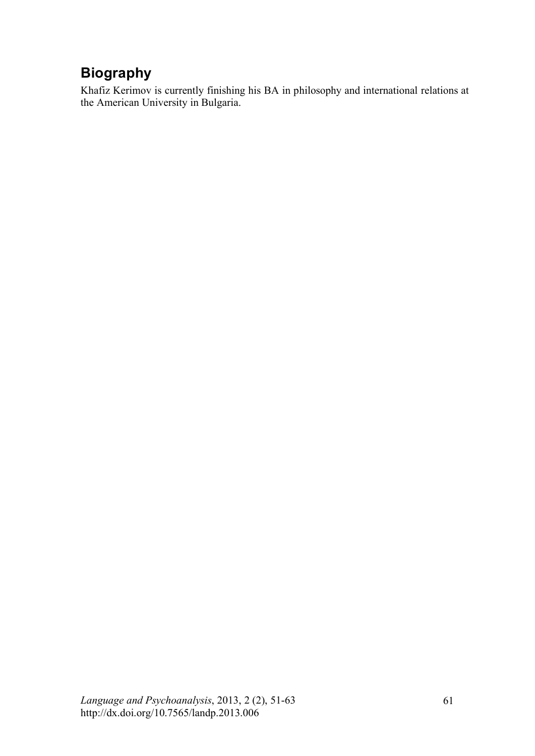## Biography

Khafiz Kerimov is currently finishing his BA in philosophy and international relations at the American University in Bulgaria.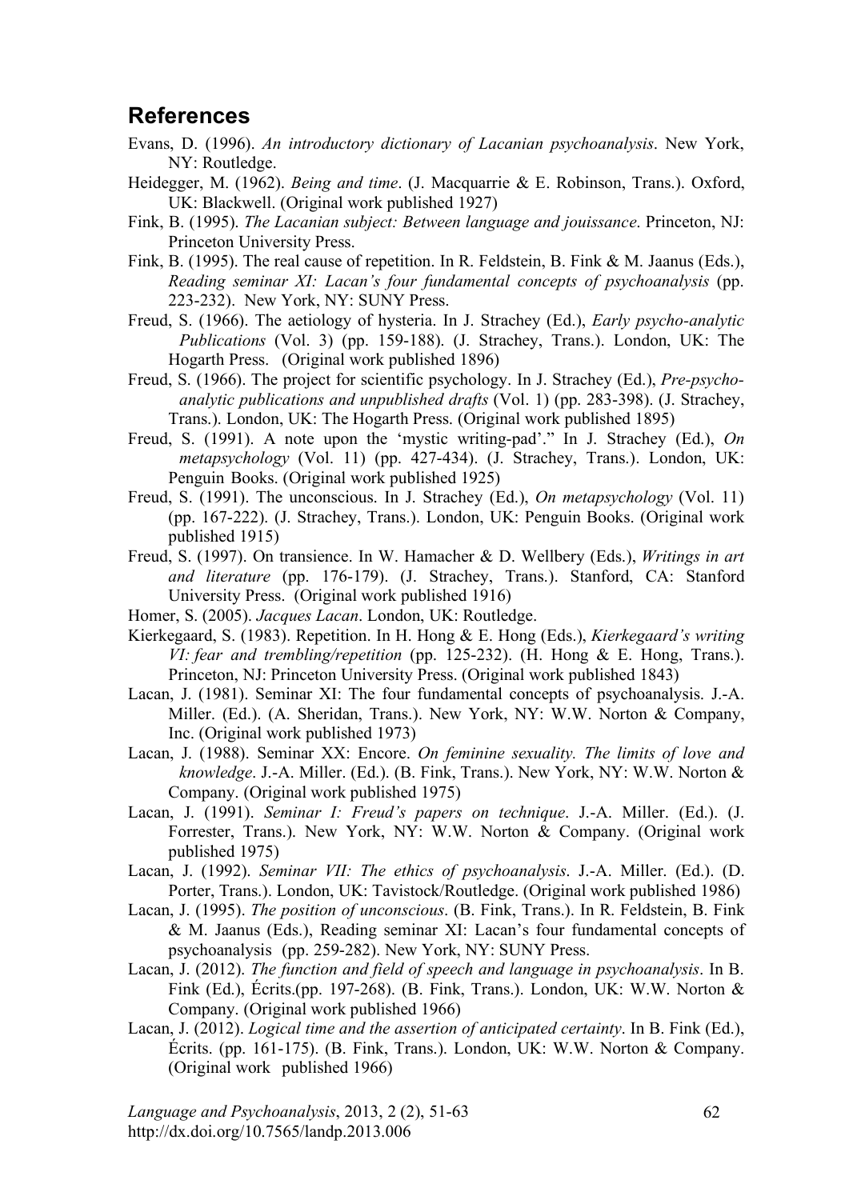## References

Evans, D. (1996). *An introductory dictionary of Lacanian psychoanalysis*. New York, NY: Routledge.

Heidegger, M. (1962). *Being and time*. (J. Macquarrie & E. Robinson, Trans.). Oxford, UK: Blackwell. (Original work published 1927)

Fink, B. (1995). *The Lacanian subject: Between language and jouissance*. Princeton, NJ: Princeton University Press.

Fink, B. (1995). The real cause of repetition. In R. Feldstein, B. Fink & M. Jaanus (Eds.), *Reading seminar XI: Lacan's four fundamental concepts of psychoanalysis* (pp. 223-232). New York, NY: SUNY Press.

Freud, S. (1966). The aetiology of hysteria. In J. Strachey (Ed.), *Early psycho-analytic Publications* (Vol. 3) (pp. 159-188). (J. Strachey, Trans.). London, UK: The Hogarth Press. (Original work published 1896)

Freud, S. (1966). The project for scientific psychology. In J. Strachey (Ed.), *Pre-psycho-analytic publications and unpublished drafts* (Vol. 1) (pp. 283-398). (J. Strachey, Trans.). London, UK: The Hogarth Press. (Original work published 1895)

Freud, S. (1991). A note upon the 'mystic writing-pad'." In J. Strachey (Ed.), *On metapsychology* (Vol. 11) (pp. 427-434). (J. Strachey, Trans.). London, UK: Penguin Books. (Original work published 1925)

Freud, S. (1991). The unconscious. In J. Strachey (Ed.), *On metapsychology* (Vol. 11) (pp. 167-222). (J. Strachey, Trans.). London, UK: Penguin Books. (Original work published 1915)

Freud, S. (1997). On transience. In W. Hamacher & D. Wellbery (Eds.), *Writings in art and literature* (pp. 176-179). (J. Strachey, Trans.). Stanford, CA: Stanford University Press. (Original work published 1916)

Homer, S. (2005). *Jacques Lacan*. London, UK: Routledge.

Kierkegaard, S. (1983). Repetition. In H. Hong & E. Hong (Eds.), *Kierkegaard's writing VI: fear and trembling/repetition* (pp. 125-232). (H. Hong & E. Hong, Trans.). Princeton, NJ: Princeton University Press. (Original work published 1843)

Lacan, J. (1981). Seminar XI: The four fundamental concepts of psychoanalysis. J.-A. Miller. (Ed.). (A. Sheridan, Trans.). New York, NY: W.W. Norton & Company, Inc. (Original work published 1973)

Lacan, J. (1988). Seminar XX: Encore. *On feminine sexuality. The limits of love and knowledge*. J.-A. Miller. (Ed.). (B. Fink, Trans.). New York, NY: W.W. Norton & Company. (Original work published 1975)

Lacan, J. (1991). *Seminar I: Freud's papers on technique*. J.-A. Miller. (Ed.). (J. Forrester, Trans.). New York, NY: W.W. Norton & Company. (Original work published 1975)

Lacan, J. (1992). *Seminar VII: The ethics of psychoanalysis*. J.-A. Miller. (Ed.). (D. Porter, Trans.). London, UK: Tavistock/Routledge. (Original work published 1986)

Lacan, J. (1995). *The position of unconscious*. (B. Fink, Trans.). In R. Feldstein, B. Fink & M. Jaanus (Eds.), Reading seminar XI: Lacan's four fundamental concepts of psychoanalysis (pp. 259-282). New York, NY: SUNY Press.

Lacan, J. (2012). *The function and field of speech and language in psychoanalysis*. In B. Fink (Ed.), Écrits.(pp. 197-268). (B. Fink, Trans.). London, UK: W.W. Norton & Company. (Original work published 1966)

Lacan, J. (2012). *Logical time and the assertion of anticipated certainty*. In B. Fink (Ed.), Écrits. (pp. 161-175). (B. Fink, Trans.). London, UK: W.W. Norton & Company. (Original work published 1966)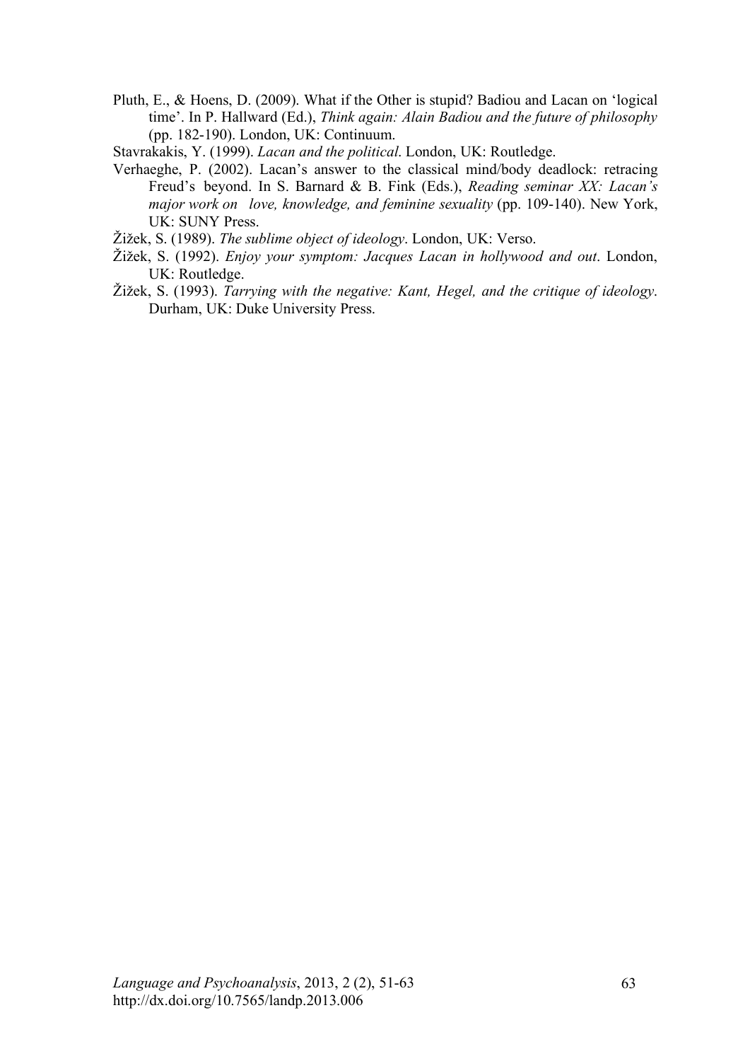Pluth, E., & Hoens, D. (2009). What if the Other is stupid? Badiou and Lacan on 'logical time'. In P. Hallward (Ed.), *Think again: Alain Badiou and the future of philosophy* (pp. 182-190). London, UK: Continuum.

Stavrakakis, Y. (1999). *Lacan and the political*. London, UK: Routledge.

Verhaeghe, P. (2002). Lacan's answer to the classical mind/body deadlock: retracing Freud's beyond. In S. Barnard & B. Fink (Eds.), *Reading seminar XX: Lacan's major work on love, knowledge, and feminine sexuality* (pp. 109-140). New York, UK: SUNY Press.

Žižek, S. (1989). *The sublime object of ideology*. London, UK: Verso.

Žižek, S. (1992). *Enjoy your symptom: Jacques Lacan in hollywood and out*. London, UK: Routledge.

Žižek, S. (1993). *Tarrying with the negative: Kant, Hegel, and the critique of ideology*. Durham, UK: Duke University Press.